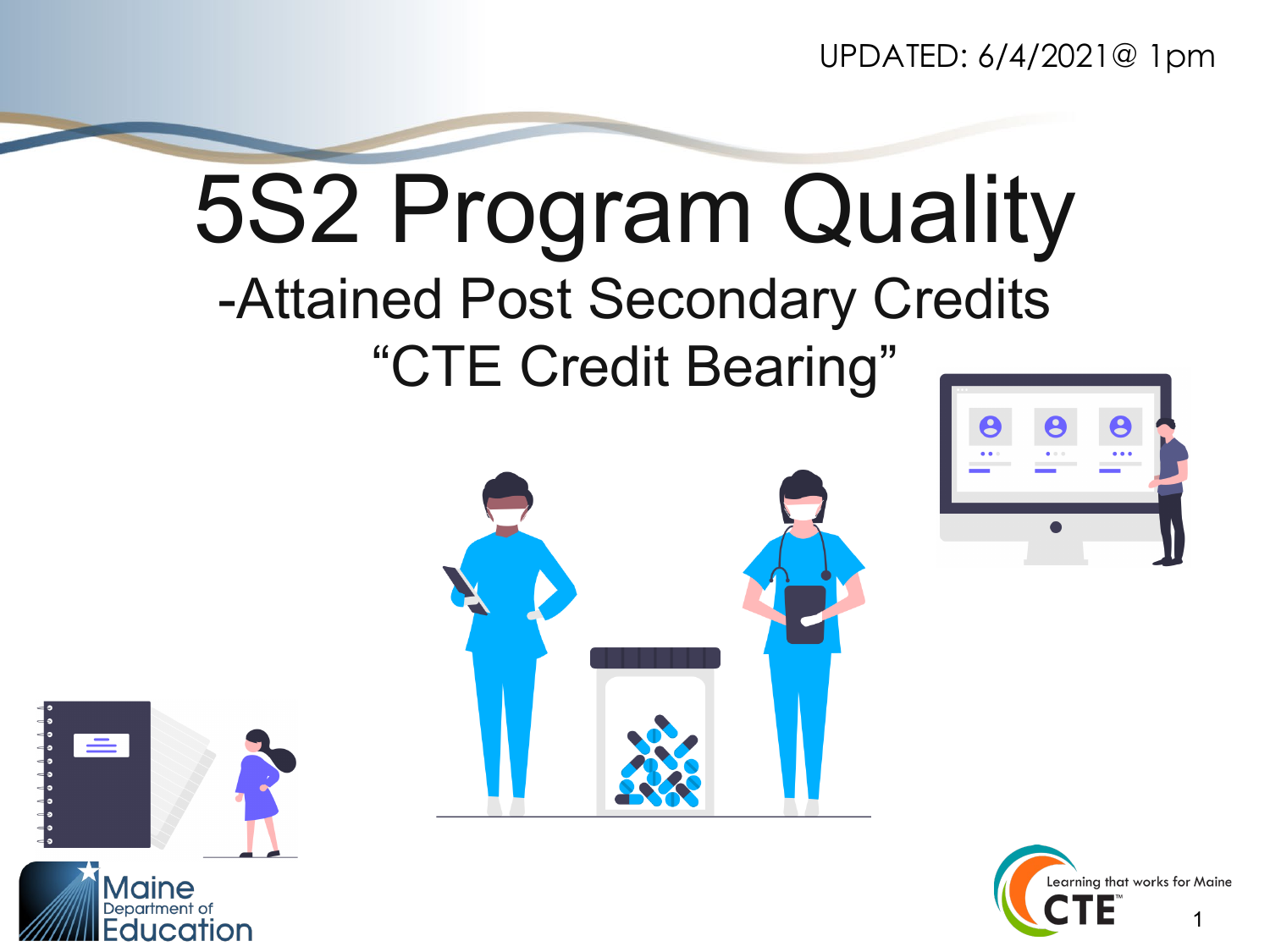UPDATED: 6/4/2021@ 1pm

# 5S2 Program Quality

## -Attained Post Secondary Credits

## "CTE Credit Bearing"

Maine Department of Education

Learning that works for Maine CTE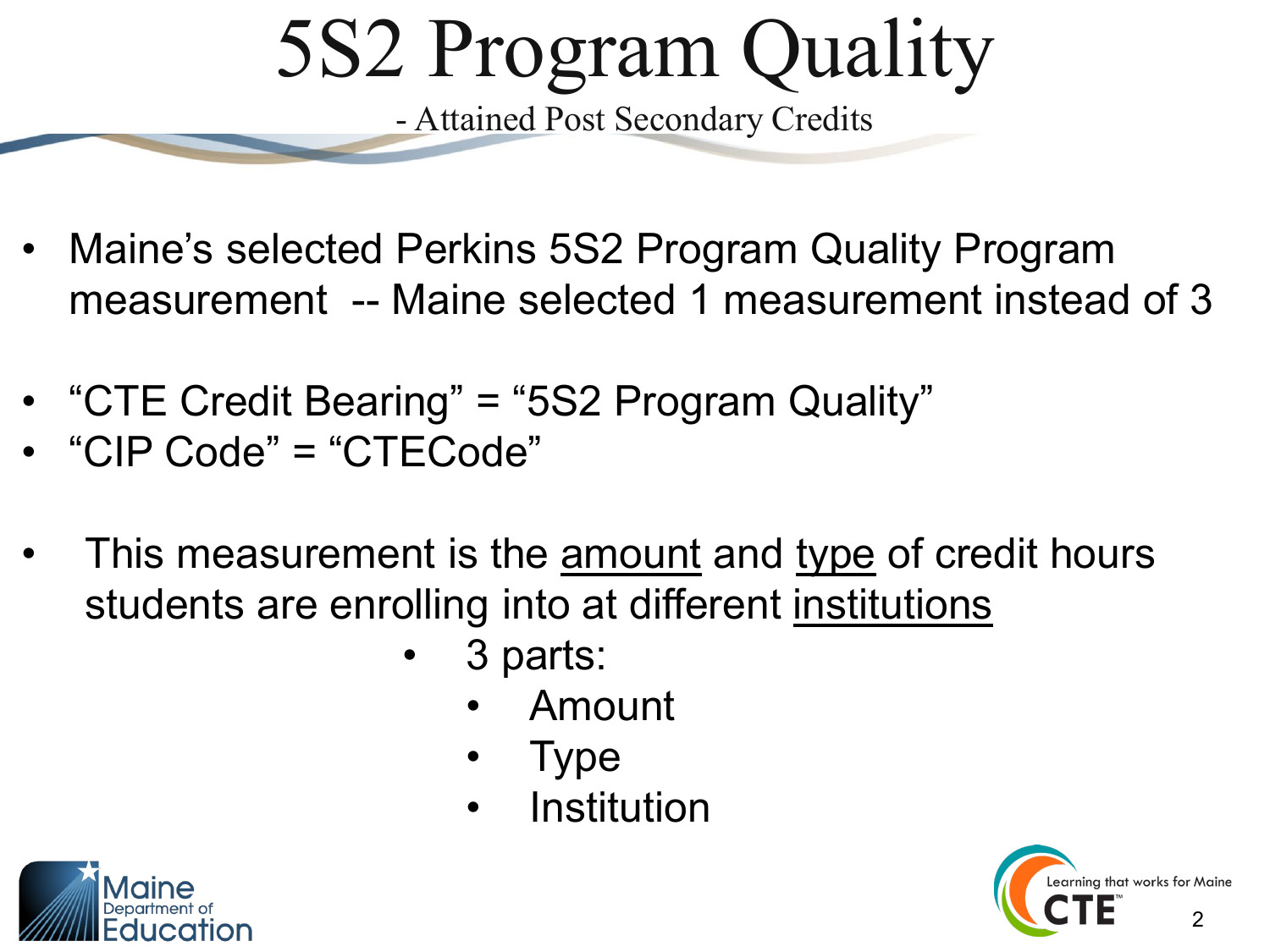# 5S2 Program Quality

- Attained Post Secondary Credits

- Maine's selected Perkins 5S2 Program Quality Program measurement -- Maine selected 1 measurement instead of 3

- "CTE Credit Bearing" = "5S2 Program Quality"
- "CIP Code" = "CTECode"

- This measurement is the <u>amount</u> and <u>type</u> of credit hours students are enrolling into at different <u>institutions</u>
  - 3 parts:
    - Amount
    - Type
    - Institution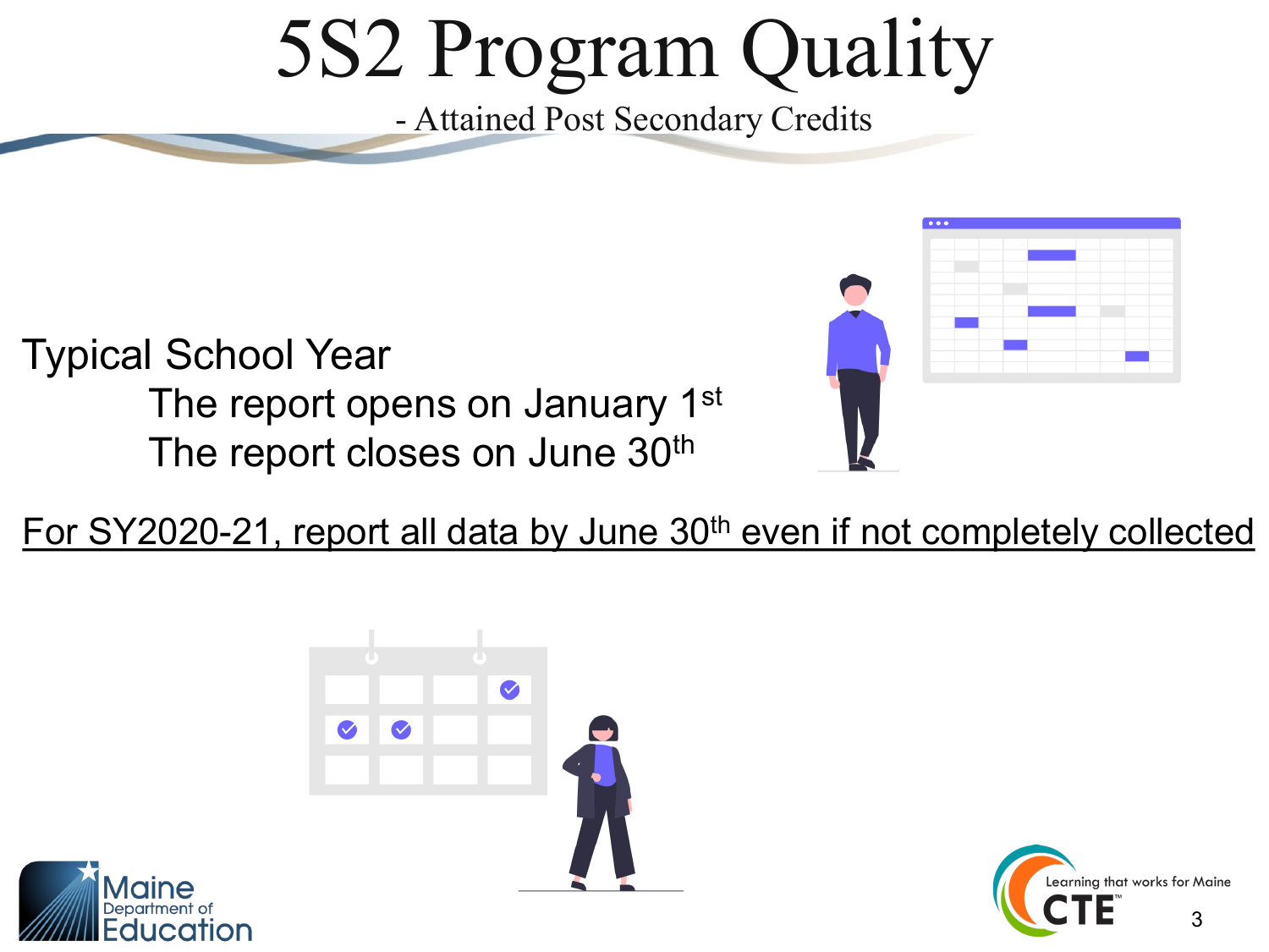# 5S2 Program Quality

- Attained Post Secondary Credits

Typical School Year

The report opens on January 1st

The report closes on June 30th

For SY2020-21, report all data by June 30th even if not completely collected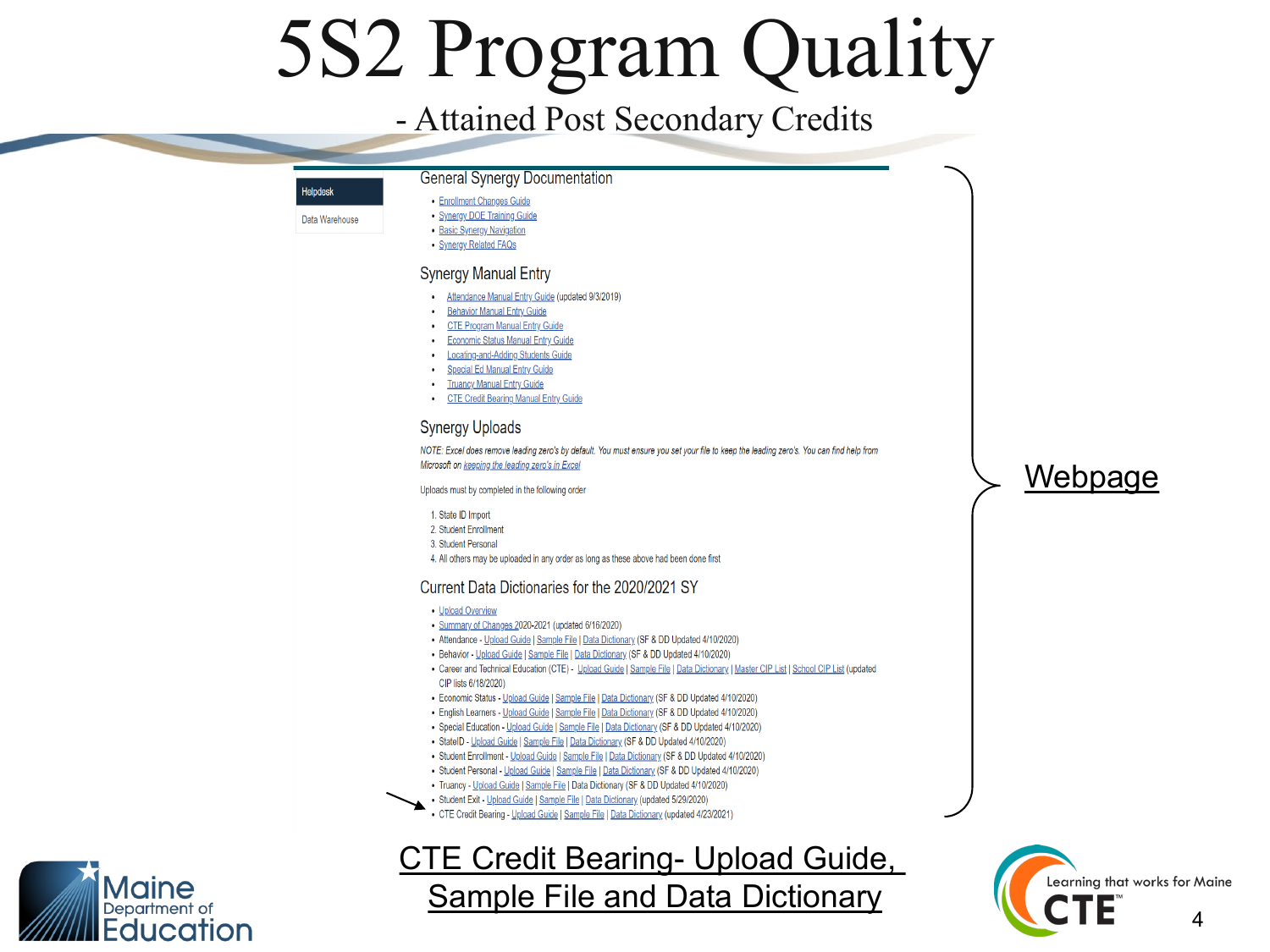# 5S2 Program Quality

## - Attained Post Secondary Credits

Helpdesk

Data Warehouse

### General Synergy Documentation

- Enrollment Changes Guide
- Synergy DOE Training Guide
- Basic Synergy Navigation
- Synergy Related FAQs

### Synergy Manual Entry

- Attendance Manual Entry Guide (updated 9/3/2019)
- Behavior Manual Entry Guide
- CTE Program Manual Entry Guide
- Economic Status Manual Entry Guide
- Locating-and-Adding Students Guide
- Special Ed Manual Entry Guide
- Truancy Manual Entry Guide
- CTE Credit Bearing Manual Entry Guide

### Synergy Uploads

*NOTE: Excel does remove leading zero's by default. You must ensure you set your file to keep the leading zero's. You can find help from Microsoft on keeping the leading zero's in Excel*

Uploads must by completed in the following order

1. State ID Import
2. Student Enrollment
3. Student Personal
4. All others may be uploaded in any order as long as these above had been done first

### Current Data Dictionaries for the 2020/2021 SY

- Upload Overview
- Summary of Changes 2020-2021 (updated 6/16/2020)
- Attendance - Upload Guide | Sample File | Data Dictionary (SF & DD Updated 4/10/2020)
- Behavior - Upload Guide | Sample File | Data Dictionary (SF & DD Updated 4/10/2020)
- Career and Technical Education (CTE) - Upload Guide | Sample File | Data Dictionary | Master CIP List | School CIP List (updated CIP lists 6/18/2020)
- Economic Status - Upload Guide | Sample File | Data Dictionary (SF & DD Updated 4/10/2020)
- English Learners - Upload Guide | Sample File | Data Dictionary (SF & DD Updated 4/10/2020)
- Special Education - Upload Guide | Sample File | Data Dictionary (SF & DD Updated 4/10/2020)
- StateID - Upload Guide | Sample File | Data Dictionary (SF & DD Updated 4/10/2020)
- Student Enrollment - Upload Guide | Sample File | Data Dictionary (SF & DD Updated 4/10/2020)
- Student Personal - Upload Guide | Sample File | Data Dictionary (SF & DD Updated 4/10/2020)
- Truancy - Upload Guide | Sample File | Data Dictionary (SF & DD Updated 4/10/2020)
- Student Exit - Upload Guide | Sample File | Data Dictionary (updated 5/29/2020)
- CTE Credit Bearing - Upload Guide | Sample File | Data Dictionary (updated 4/23/2021)

Webpage

CTE Credit Bearing- Upload Guide, Sample File and Data Dictionary

Maine Department of Education

Learning that works for Maine CTE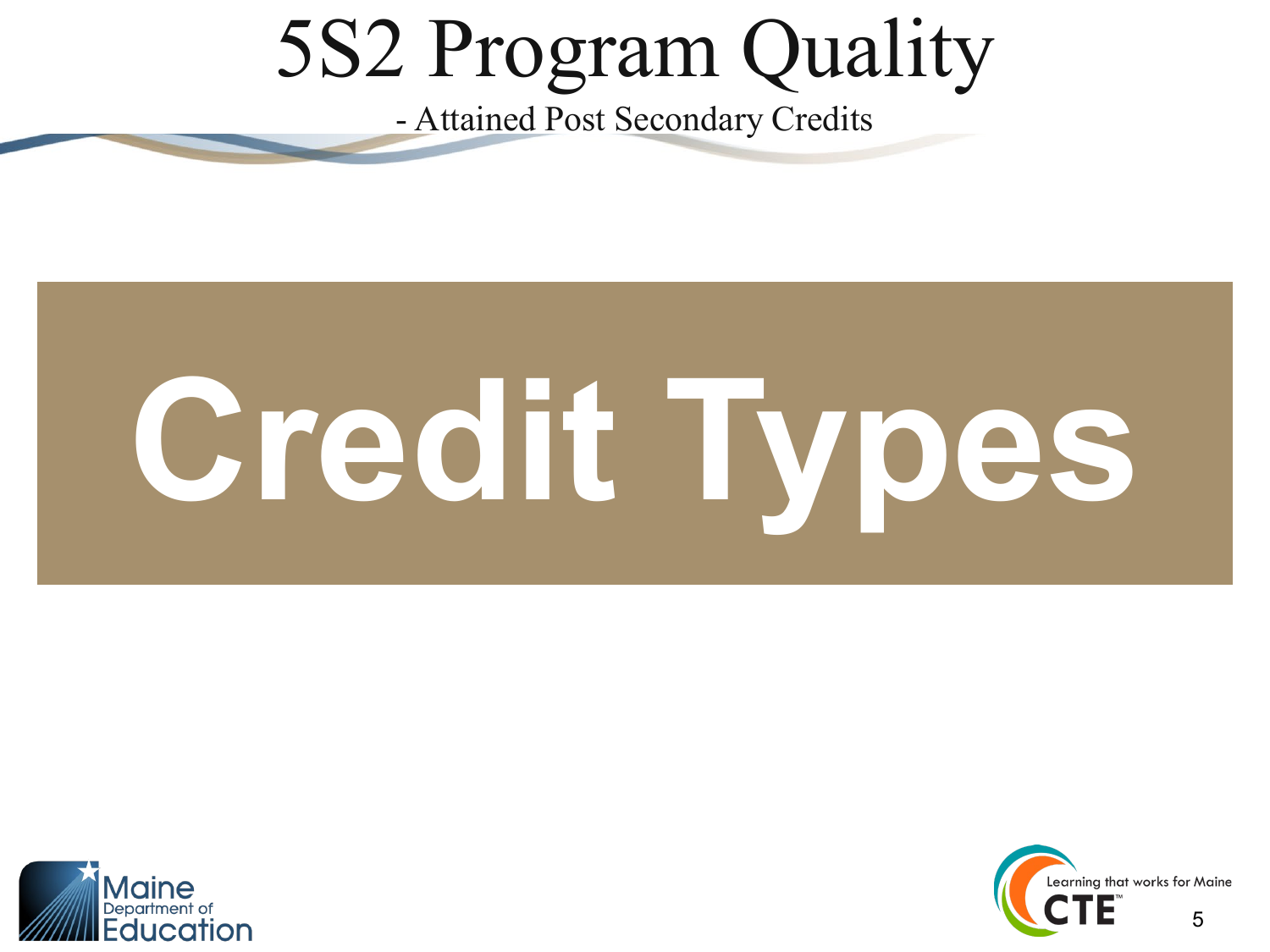# 5S2 Program Quality

- Attained Post Secondary Credits

## Credit Types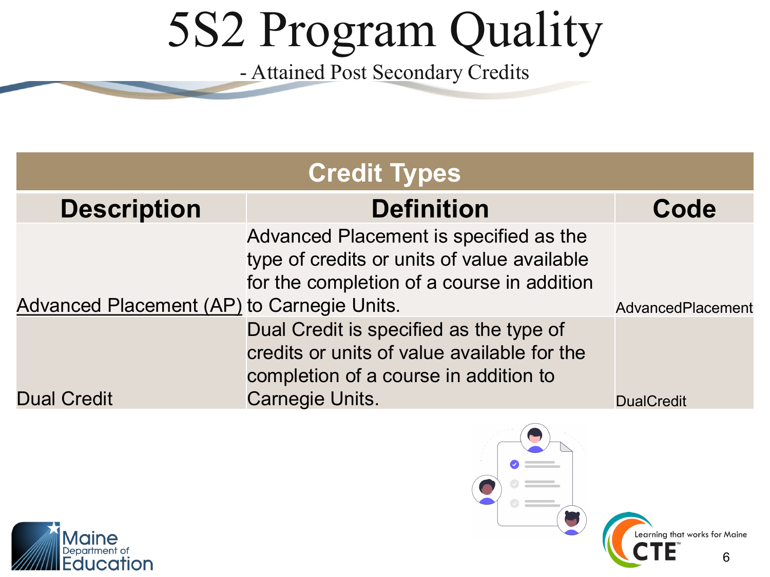# 5S2 Program Quality

- Attained Post Secondary Credits

| Credit Types | | |
|---|---|---|
| **Description** | **Definition** | **Code** |
| Advanced Placement (AP) | Advanced Placement is specified as the type of credits or units of value available for the completion of a course in addition to Carnegie Units. | AdvancedPlacement |
| Dual Credit | Dual Credit is specified as the type of credits or units of value available for the completion of a course in addition to Carnegie Units. | DualCredit |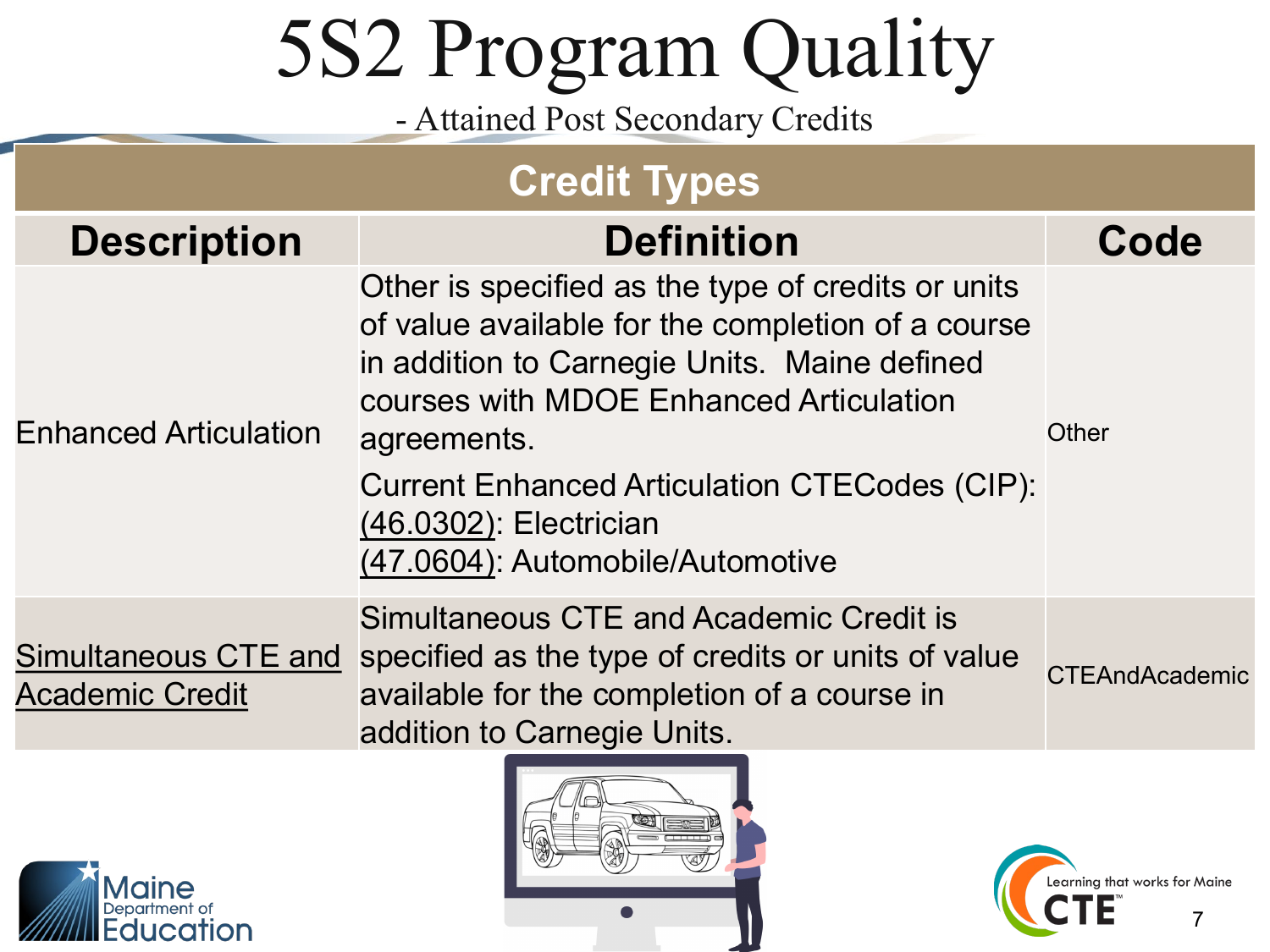# 5S2 Program Quality

- Attained Post Secondary Credits

| Credit Types | | |
|---|---|---|
| **Description** | **Definition** | **Code** |
| Enhanced Articulation | Other is specified as the type of credits or units of value available for the completion of a course in addition to Carnegie Units. Maine defined courses with MDOE Enhanced Articulation agreements.<br>Current Enhanced Articulation CTECodes (CIP):<br>(46.0302): Electrician<br>(47.0604): Automobile/Automotive | Other |
| Simultaneous CTE and Academic Credit | Simultaneous CTE and Academic Credit is specified as the type of credits or units of value available for the completion of a course in addition to Carnegie Units. | CTEAndAcademic |

Maine Department of Education

Learning that works for Maine CTE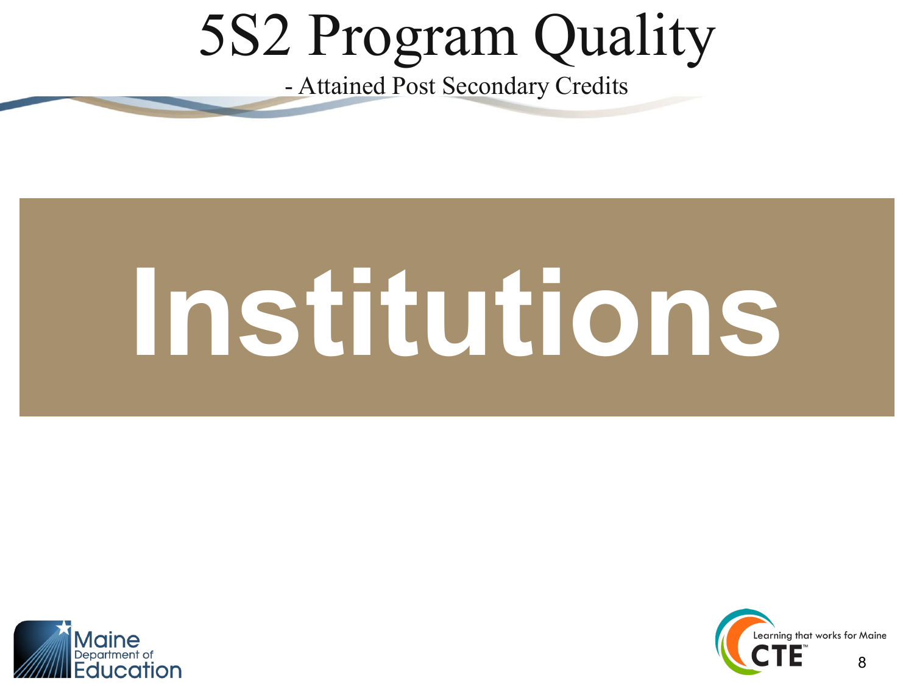# 5S2 Program Quality

- Attained Post Secondary Credits

## Institutions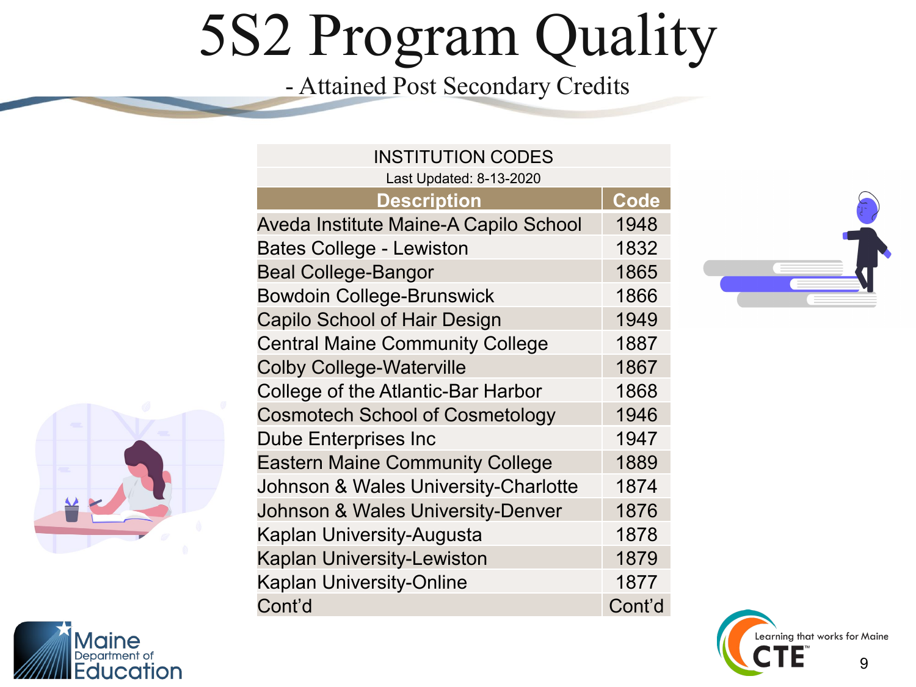# 5S2 Program Quality

## - Attained Post Secondary Credits

| INSTITUTION CODES | |
|---|---|
| Last Updated: 8-13-2020 | |
| **Description** | **Code** |
| Aveda Institute Maine-A Capilo School | 1948 |
| Bates College - Lewiston | 1832 |
| Beal College-Bangor | 1865 |
| Bowdoin College-Brunswick | 1866 |
| Capilo School of Hair Design | 1949 |
| Central Maine Community College | 1887 |
| Colby College-Waterville | 1867 |
| College of the Atlantic-Bar Harbor | 1868 |
| Cosmotech School of Cosmetology | 1946 |
| Dube Enterprises Inc | 1947 |
| Eastern Maine Community College | 1889 |
| Johnson & Wales University-Charlotte | 1874 |
| Johnson & Wales University-Denver | 1876 |
| Kaplan University-Augusta | 1878 |
| Kaplan University-Lewiston | 1879 |
| Kaplan University-Online | 1877 |
| Cont'd | Cont'd |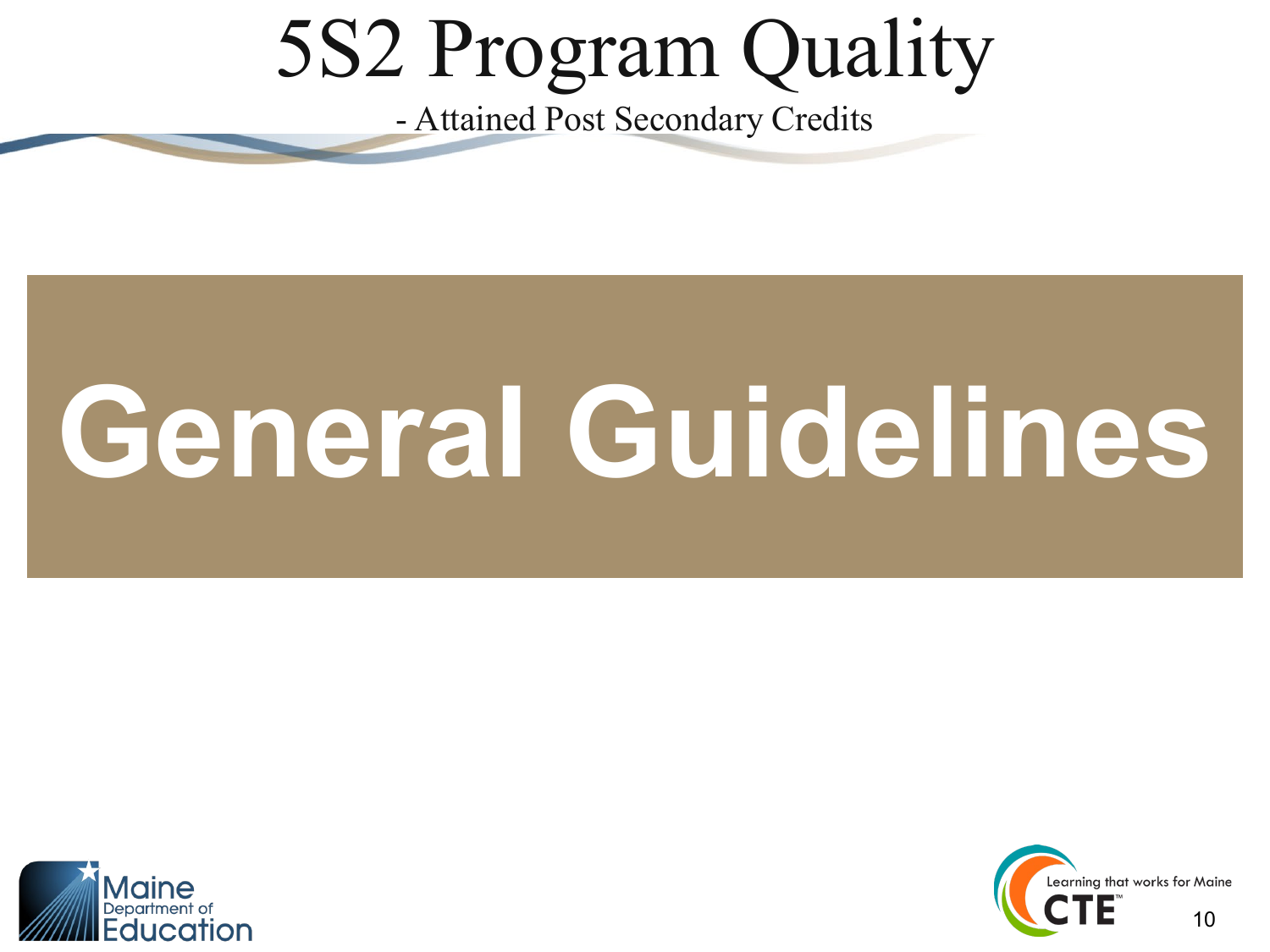# 5S2 Program Quality

- Attained Post Secondary Credits

## General Guidelines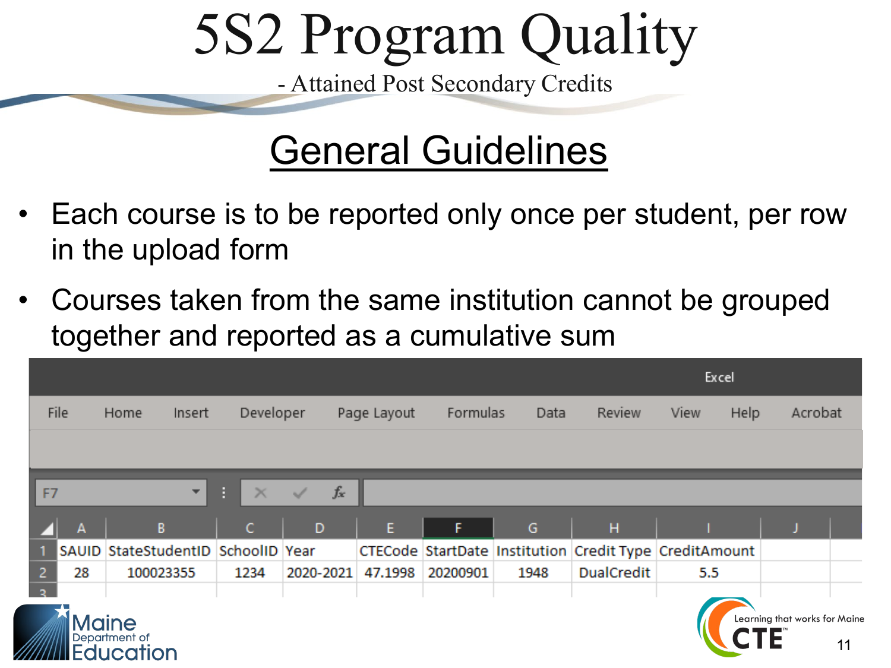# 5S2 Program Quality

- Attained Post Secondary Credits

## General Guidelines

- Each course is to be reported only once per student, per row in the upload form
- Courses taken from the same institution cannot be grouped together and reported as a cumulative sum

| SAUID | StateStudentID | SchoolID | Year | CTECode | StartDate | Institution | Credit Type | CreditAmount |
|---|---|---|---|---|---|---|---|---|
| 28 | 100023355 | 1234 | 2020-2021 | 47.1998 | 20200901 | 1948 | DualCredit | 5.5 |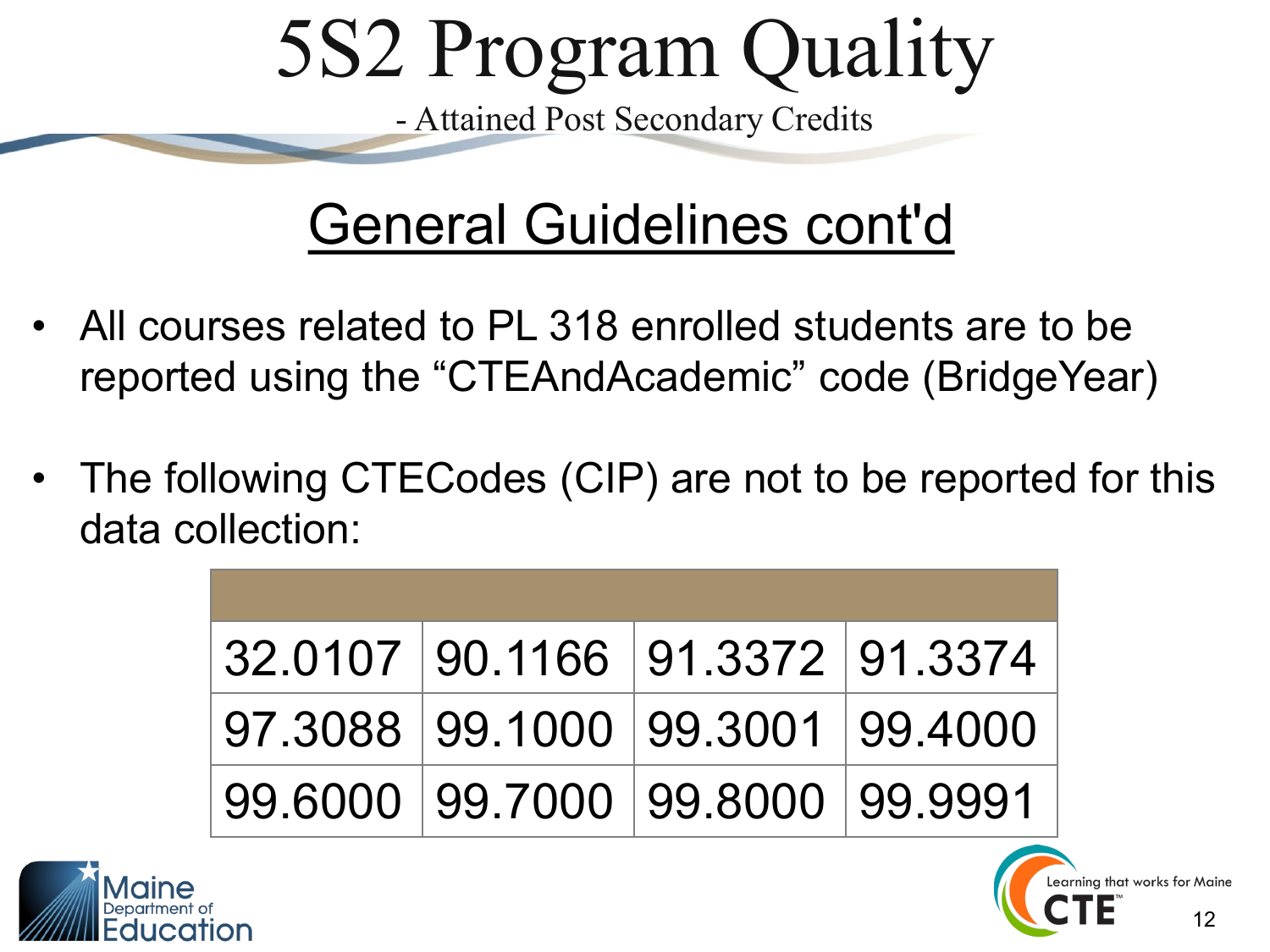# 5S2 Program Quality

- Attained Post Secondary Credits

## General Guidelines cont'd

- All courses related to PL 318 enrolled students are to be reported using the "CTEAndAcademic" code (BridgeYear)
- The following CTECodes (CIP) are not to be reported for this data collection:

| | | | |
|---|---|---|---|
| 32.0107 | 90.1166 | 91.3372 | 91.3374 |
| 97.3088 | 99.1000 | 99.3001 | 99.4000 |
| 99.6000 | 99.7000 | 99.8000 | 99.9991 |

Maine Department of Education

Learning that works for Maine CTE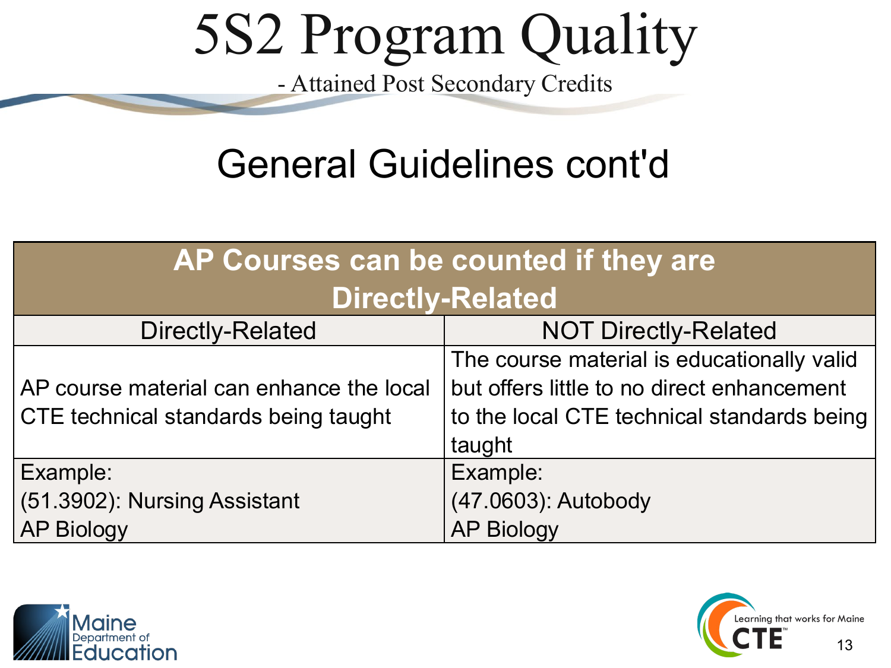# 5S2 Program Quality

- Attained Post Secondary Credits

## General Guidelines cont'd

| **AP Courses can be counted if they are Directly-Related** | |
|---|---|
| Directly-Related | NOT Directly-Related |
| AP course material can enhance the local CTE technical standards being taught | The course material is educationally valid but offers little to no direct enhancement to the local CTE technical standards being taught |
| Example:<br>(51.3902): Nursing Assistant<br>AP Biology | Example:<br>(47.0603): Autobody<br>AP Biology |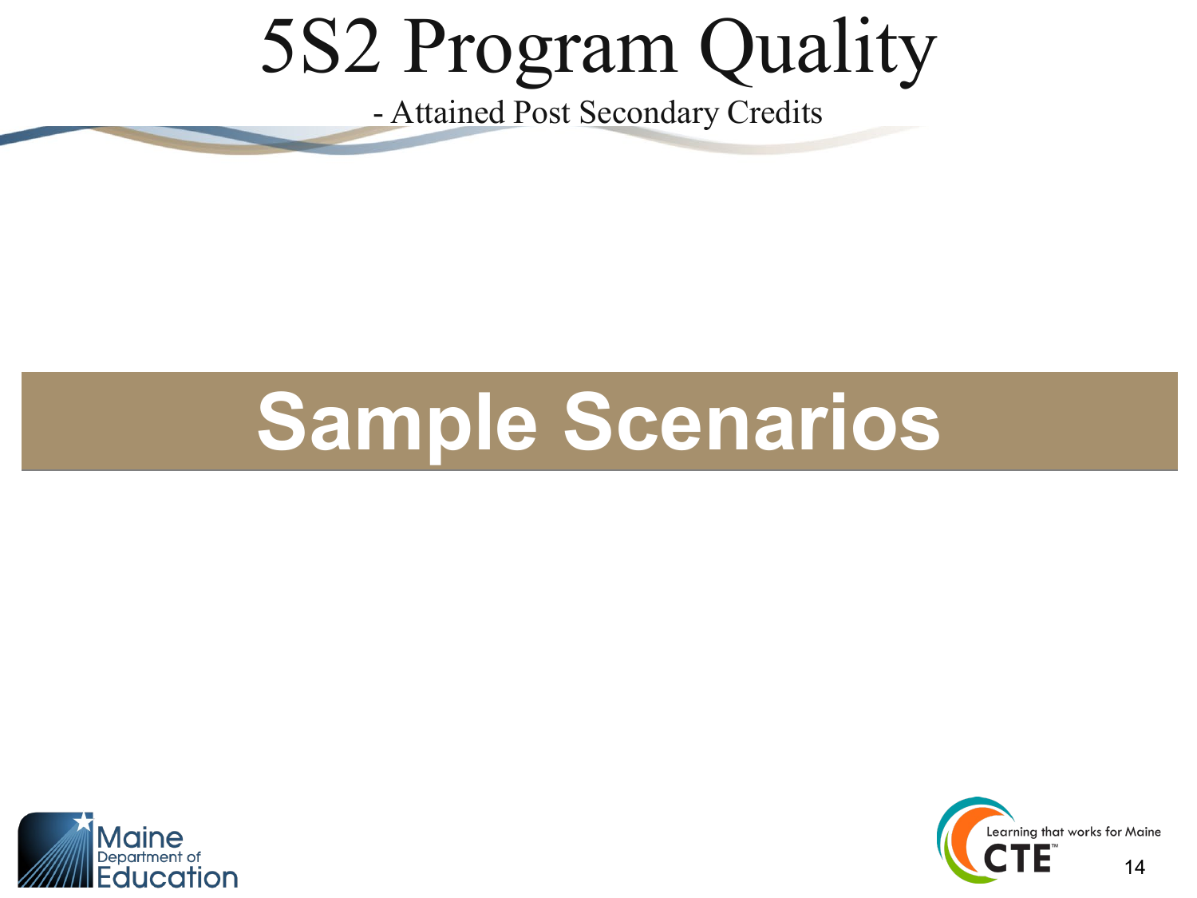# 5S2 Program Quality

- Attained Post Secondary Credits

## Sample Scenarios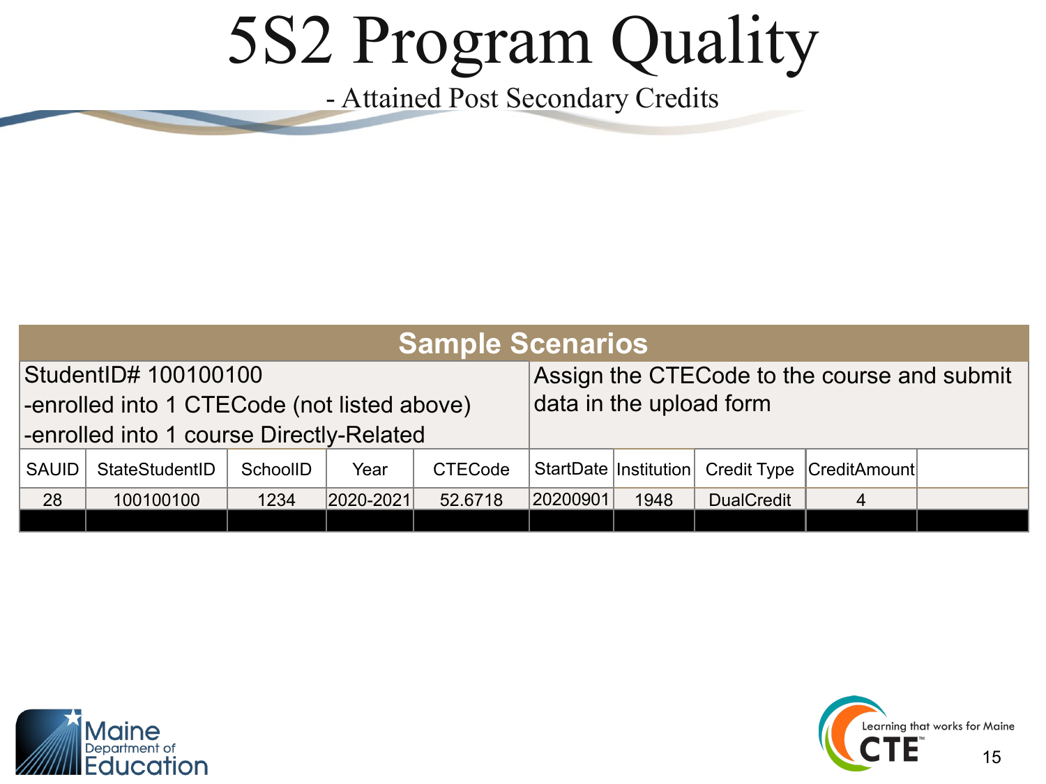# 5S2 Program Quality

- Attained Post Secondary Credits

| Sample Scenarios | | | | | | | | | |
|---|---|---|---|---|---|---|---|---|---|
| StudentID# 100100100<br>-enrolled into 1 CTECode (not listed above)<br>-enrolled into 1 course Directly-Related | | | | | Assign the CTECode to the course and submit data in the upload form | | | | |
| SAUID | StateStudentID | SchoolID | Year | CTECode | StartDate | Institution | Credit Type | CreditAmount | |
| 28 | 100100100 | 1234 | 2020-2021 | 52.6718 | 20200901 | 1948 | DualCredit | 4 | |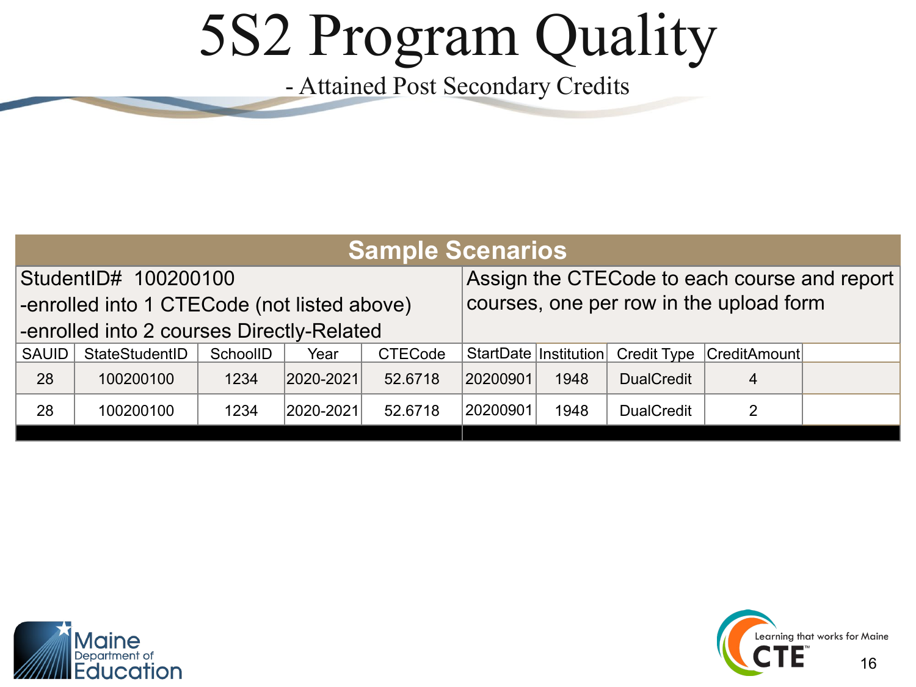# 5S2 Program Quality

- Attained Post Secondary Credits

## Sample Scenarios

StudentID# 100200100
-enrolled into 1 CTECode (not listed above)
-enrolled into 2 courses Directly-Related

Assign the CTECode to each course and report courses, one per row in the upload form

| SAUID | StateStudentID | SchoolID | Year | CTECode | StartDate | Institution | Credit Type | CreditAmount | |
|---|---|---|---|---|---|---|---|---|---|
| 28 | 100200100 | 1234 | 2020-2021 | 52.6718 | 20200901 | 1948 | DualCredit | 4 | |
| 28 | 100200100 | 1234 | 2020-2021 | 52.6718 | 20200901 | 1948 | DualCredit | 2 | |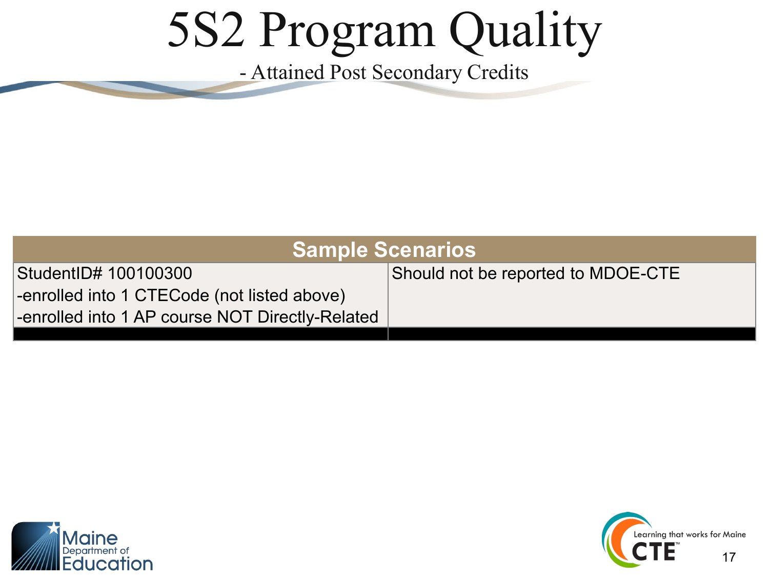# 5S2 Program Quality

- Attained Post Secondary Credits

| Sample Scenarios | |
|---|---|
| StudentID# 100100300<br>-enrolled into 1 CTECode (not listed above)<br>-enrolled into 1 AP course NOT Directly-Related | Should not be reported to MDOE-CTE |
| | |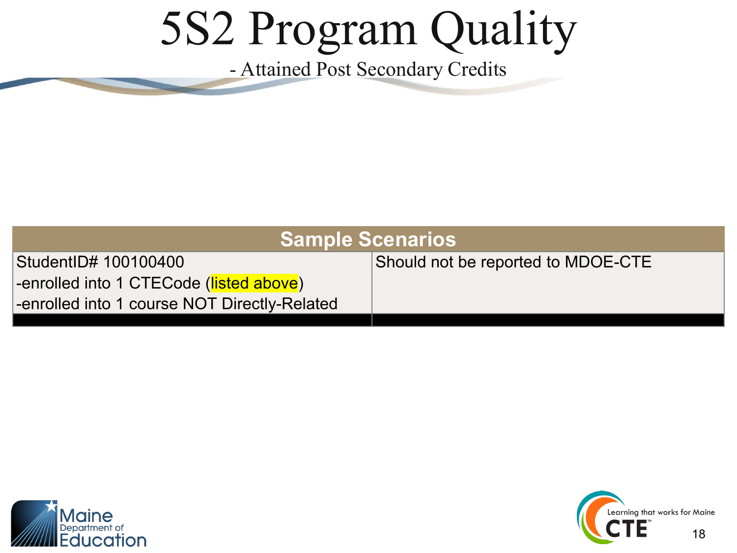# 5S2 Program Quality

- Attained Post Secondary Credits

| Sample Scenarios | |
|---|---|
| StudentID# 100100400<br>-enrolled into 1 CTECode (listed above)<br>-enrolled into 1 course NOT Directly-Related | Should not be reported to MDOE-CTE |
| | |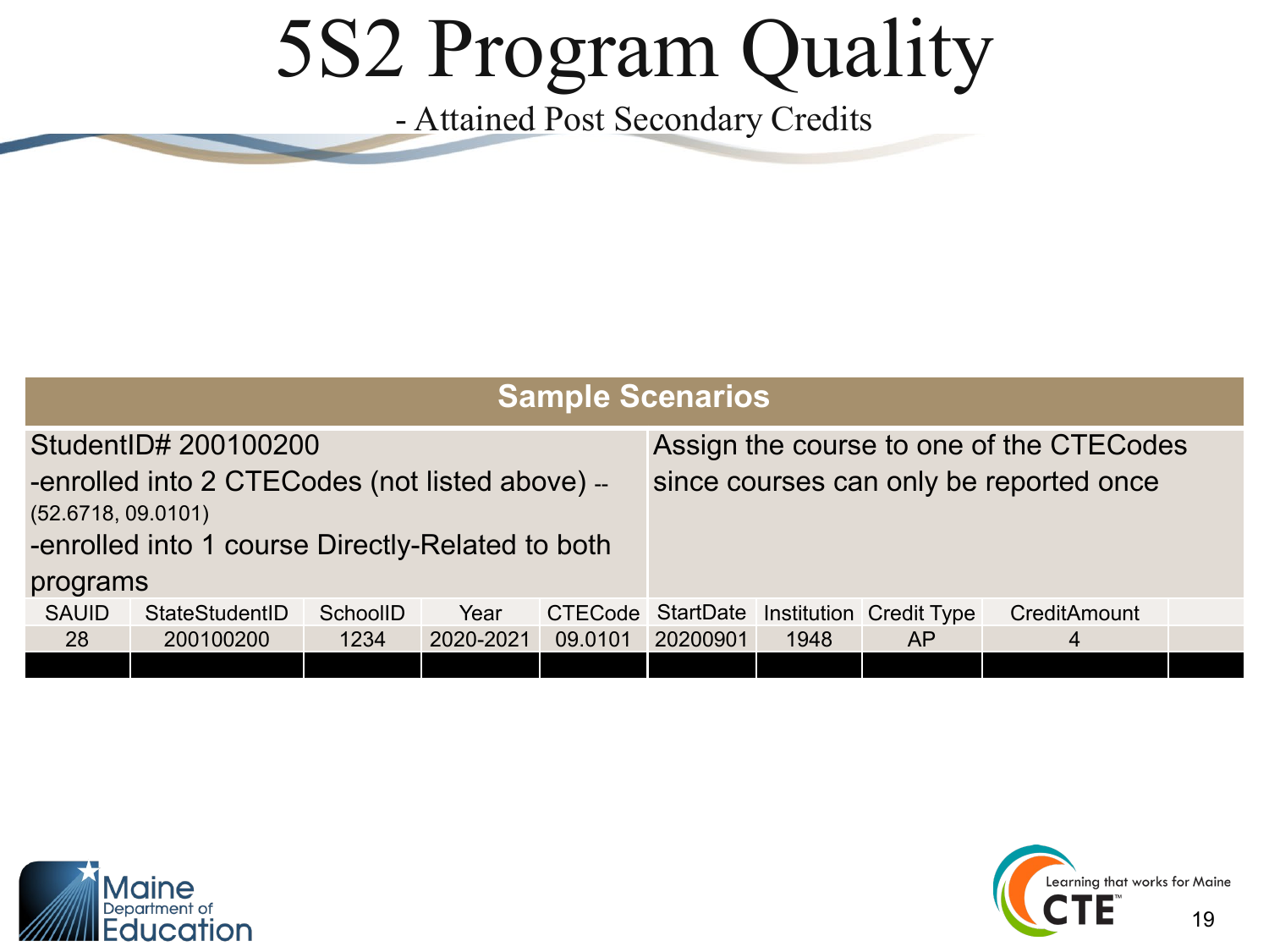# 5S2 Program Quality

- Attained Post Secondary Credits

| Sample Scenarios | | | | | | | | | |
|---|---|---|---|---|---|---|---|---|---|
| StudentID# 200100200<br>-enrolled into 2 CTECodes (not listed above) -- (52.6718, 09.0101)<br>-enrolled into 1 course Directly-Related to both programs | | | | | Assign the course to one of the CTECodes since courses can only be reported once | | | | |
| SAUID | StateStudentID | SchoolID | Year | CTECode | StartDate | Institution | Credit Type | CreditAmount | |
| 28 | 200100200 | 1234 | 2020-2021 | 09.0101 | 20200901 | 1948 | AP | 4 | |
| | | | | | | | | | |

Maine Department of Education

Learning that works for Maine CTE™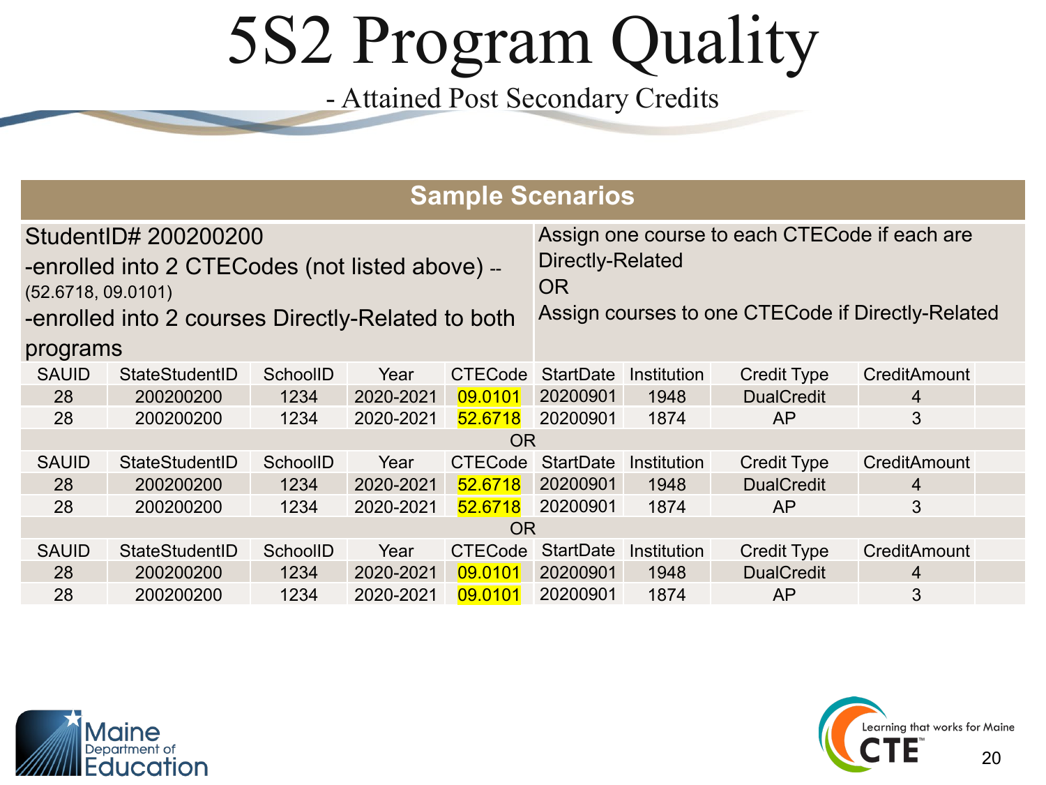# 5S2 Program Quality

- Attained Post Secondary Credits

## Sample Scenarios

StudentID# 200200200

-enrolled into 2 CTECodes (not listed above) -- (52.6718, 09.0101)

-enrolled into 2 courses Directly-Related to both programs

Assign one course to each CTECode if each are Directly-Related

OR

Assign courses to one CTECode if Directly-Related

| SAUID | StateStudentID | SchoolID | Year | CTECode | StartDate | Institution | Credit Type | CreditAmount |
|---|---|---|---|---|---|---|---|---|
| 28 | 200200200 | 1234 | 2020-2021 | 09.0101 | 20200901 | 1948 | DualCredit | 4 |
| 28 | 200200200 | 1234 | 2020-2021 | 52.6718 | 20200901 | 1874 | AP | 3 |

OR

| SAUID | StateStudentID | SchoolID | Year | CTECode | StartDate | Institution | Credit Type | CreditAmount |
|---|---|---|---|---|---|---|---|---|
| 28 | 200200200 | 1234 | 2020-2021 | 52.6718 | 20200901 | 1948 | DualCredit | 4 |
| 28 | 200200200 | 1234 | 2020-2021 | 52.6718 | 20200901 | 1874 | AP | 3 |

OR

| SAUID | StateStudentID | SchoolID | Year | CTECode | StartDate | Institution | Credit Type | CreditAmount |
|---|---|---|---|---|---|---|---|---|
| 28 | 200200200 | 1234 | 2020-2021 | 09.0101 | 20200901 | 1948 | DualCredit | 4 |
| 28 | 200200200 | 1234 | 2020-2021 | 09.0101 | 20200901 | 1874 | AP | 3 |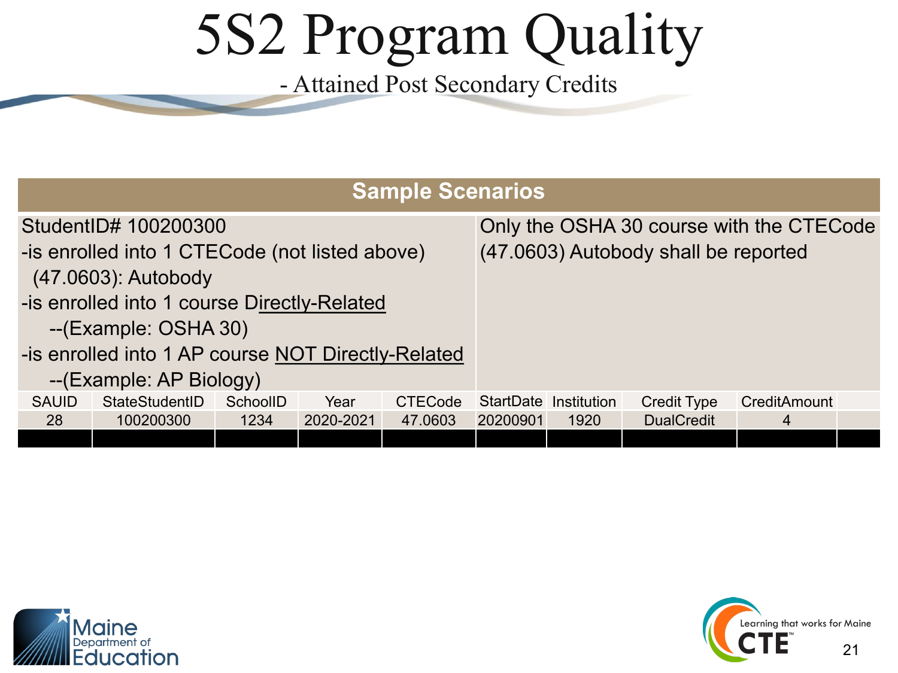# 5S2 Program Quality

## - Attained Post Secondary Credits

| Sample Scenarios | |
|---|---|
| StudentID# 100200300<br>-is enrolled into 1 CTECode (not listed above) (47.0603): Autobody<br>-is enrolled into 1 course Directly-Related<br>--(Example: OSHA 30)<br>-is enrolled into 1 AP course NOT Directly-Related<br>--(Example: AP Biology) | Only the OSHA 30 course with the CTECode (47.0603) Autobody shall be reported |

| SAUID | StateStudentID | SchoolID | Year | CTECode | StartDate | Institution | Credit Type | CreditAmount | |
|---|---|---|---|---|---|---|---|---|---|
| 28 | 100200300 | 1234 | 2020-2021 | 47.0603 | 20200901 | 1920 | DualCredit | 4 | |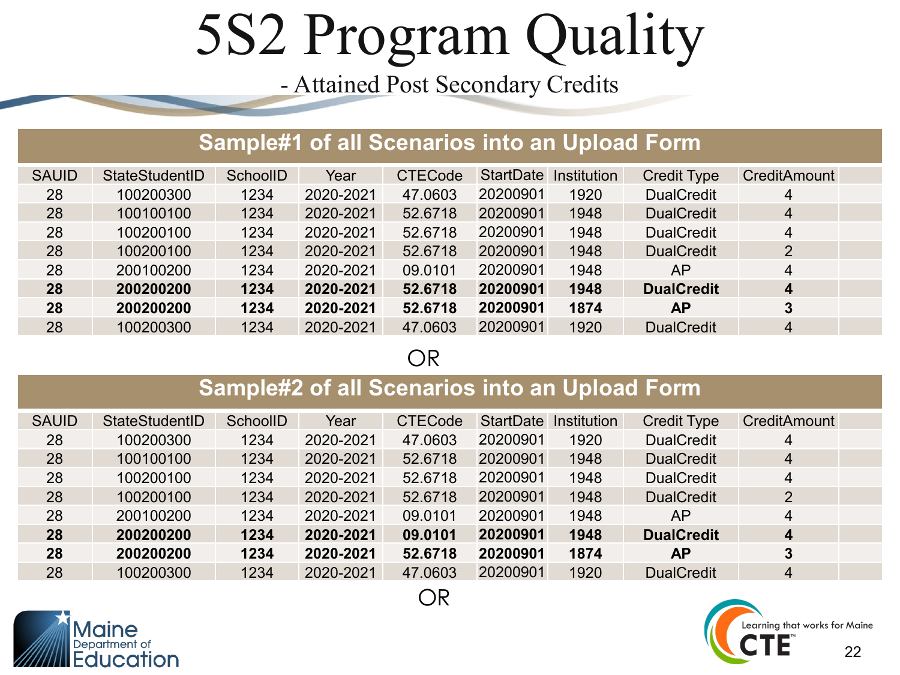# 5S2 Program Quality

## - Attained Post Secondary Credits

| Sample#1 of all Scenarios into an Upload Form | | | | | | | | |
|---|---|---|---|---|---|---|---|---|
| SAUID | StateStudentID | SchoolID | Year | CTECode | StartDate | Institution | Credit Type | CreditAmount |
| 28 | 100200300 | 1234 | 2020-2021 | 47.0603 | 20200901 | 1920 | DualCredit | 4 |
| 28 | 100100100 | 1234 | 2020-2021 | 52.6718 | 20200901 | 1948 | DualCredit | 4 |
| 28 | 100200100 | 1234 | 2020-2021 | 52.6718 | 20200901 | 1948 | DualCredit | 4 |
| 28 | 100200100 | 1234 | 2020-2021 | 52.6718 | 20200901 | 1948 | DualCredit | 2 |
| 28 | 200100200 | 1234 | 2020-2021 | 09.0101 | 20200901 | 1948 | AP | 4 |
| **28** | **200200200** | **1234** | **2020-2021** | **52.6718** | **20200901** | **1948** | **DualCredit** | **4** |
| **28** | **200200200** | **1234** | **2020-2021** | **52.6718** | **20200901** | **1874** | **AP** | **3** |
| 28 | 100200300 | 1234 | 2020-2021 | 47.0603 | 20200901 | 1920 | DualCredit | 4 |

OR

| Sample#2 of all Scenarios into an Upload Form | | | | | | | | |
|---|---|---|---|---|---|---|---|---|
| SAUID | StateStudentID | SchoolID | Year | CTECode | StartDate | Institution | Credit Type | CreditAmount |
| 28 | 100200300 | 1234 | 2020-2021 | 47.0603 | 20200901 | 1920 | DualCredit | 4 |
| 28 | 100100100 | 1234 | 2020-2021 | 52.6718 | 20200901 | 1948 | DualCredit | 4 |
| 28 | 100200100 | 1234 | 2020-2021 | 52.6718 | 20200901 | 1948 | DualCredit | 4 |
| 28 | 100200100 | 1234 | 2020-2021 | 52.6718 | 20200901 | 1948 | DualCredit | 2 |
| 28 | 200100200 | 1234 | 2020-2021 | 09.0101 | 20200901 | 1948 | AP | 4 |
| **28** | **200200200** | **1234** | **2020-2021** | **09.0101** | **20200901** | **1948** | **DualCredit** | **4** |
| **28** | **200200200** | **1234** | **2020-2021** | **52.6718** | **20200901** | **1874** | **AP** | **3** |
| 28 | 100200300 | 1234 | 2020-2021 | 47.0603 | 20200901 | 1920 | DualCredit | 4 |

OR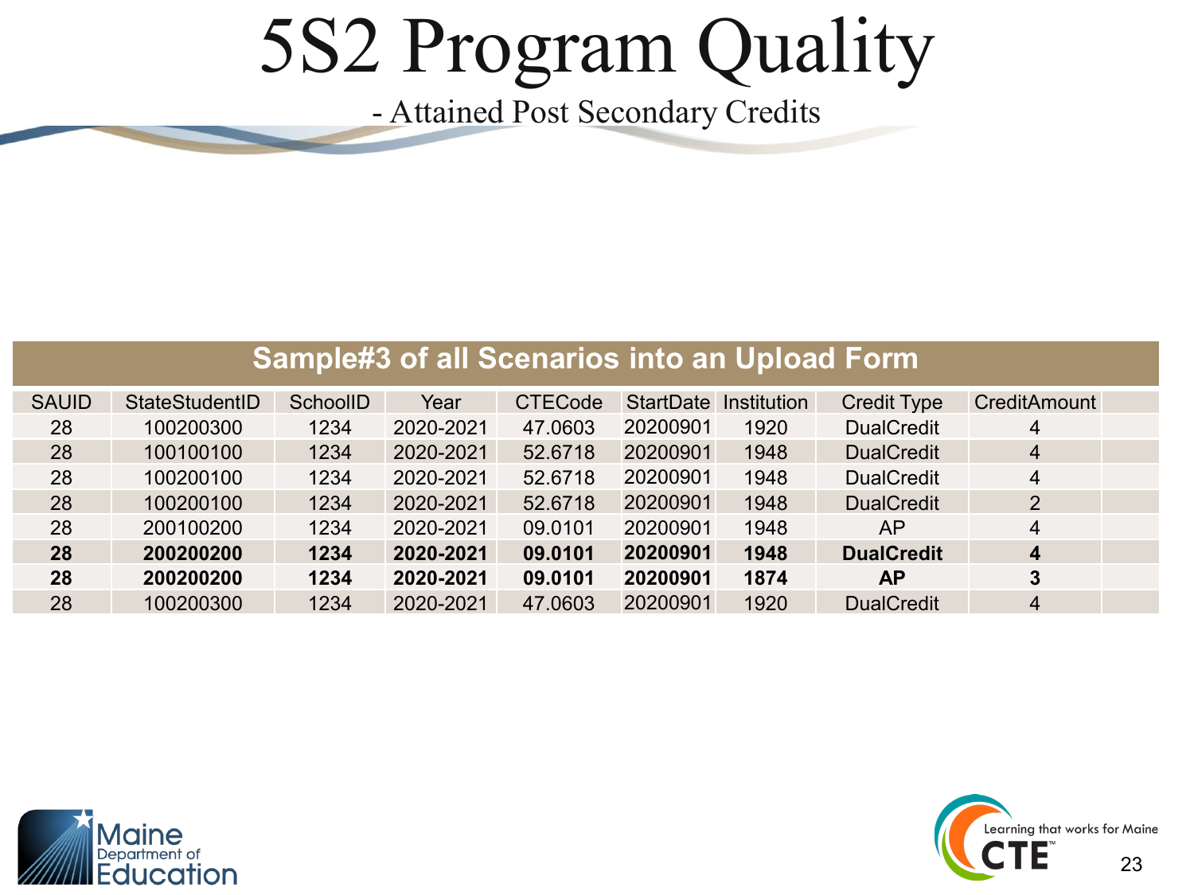# 5S2 Program Quality

- Attained Post Secondary Credits

**Sample#3 of all Scenarios into an Upload Form**

| SAUID | StateStudentID | SchoolID | Year | CTECode | StartDate | Institution | Credit Type | CreditAmount |
|---|---|---|---|---|---|---|---|---|
| 28 | 100200300 | 1234 | 2020-2021 | 47.0603 | 20200901 | 1920 | DualCredit | 4 |
| 28 | 100100100 | 1234 | 2020-2021 | 52.6718 | 20200901 | 1948 | DualCredit | 4 |
| 28 | 100200100 | 1234 | 2020-2021 | 52.6718 | 20200901 | 1948 | DualCredit | 4 |
| 28 | 100200100 | 1234 | 2020-2021 | 52.6718 | 20200901 | 1948 | DualCredit | 2 |
| 28 | 200100200 | 1234 | 2020-2021 | 09.0101 | 20200901 | 1948 | AP | 4 |
| **28** | **200200200** | **1234** | **2020-2021** | **09.0101** | **20200901** | **1948** | **DualCredit** | **4** |
| **28** | **200200200** | **1234** | **2020-2021** | **09.0101** | **20200901** | **1874** | **AP** | **3** |
| 28 | 100200300 | 1234 | 2020-2021 | 47.0603 | 20200901 | 1920 | DualCredit | 4 |

Maine Department of Education

Learning that works for Maine CTE™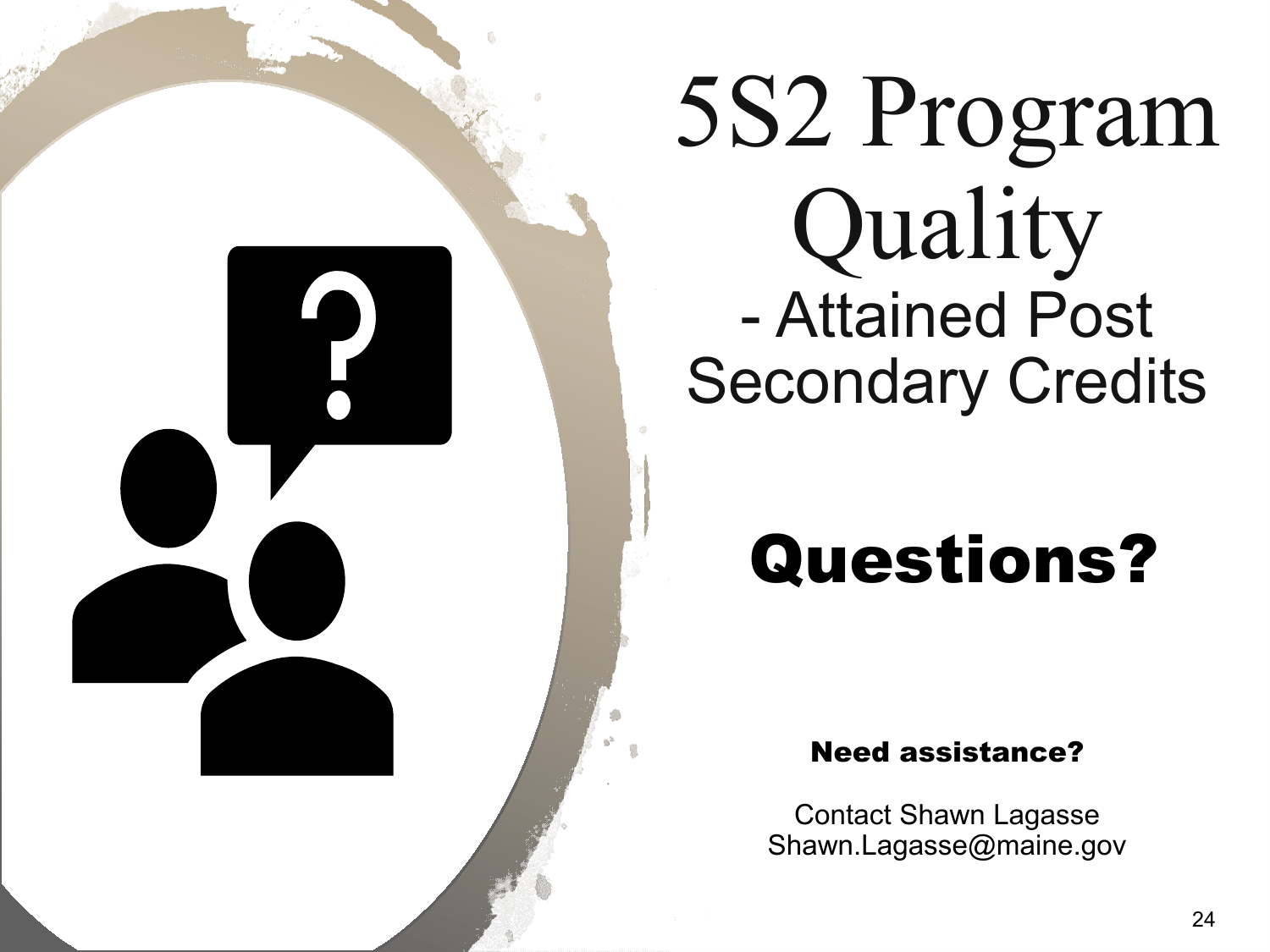# 5S2 Program Quality

## - Attained Post Secondary Credits

## Questions?

**Need assistance?**

Contact Shawn Lagasse
Shawn.Lagasse@maine.gov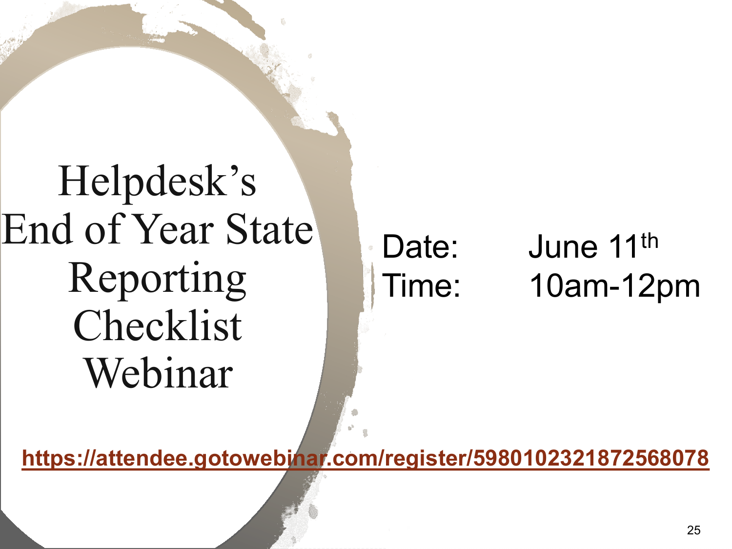# Helpdesk's End of Year State Reporting Checklist Webinar

Date: June 11th

Time: 10am-12pm

**https://attendee.gotowebinar.com/register/5980102321872568078**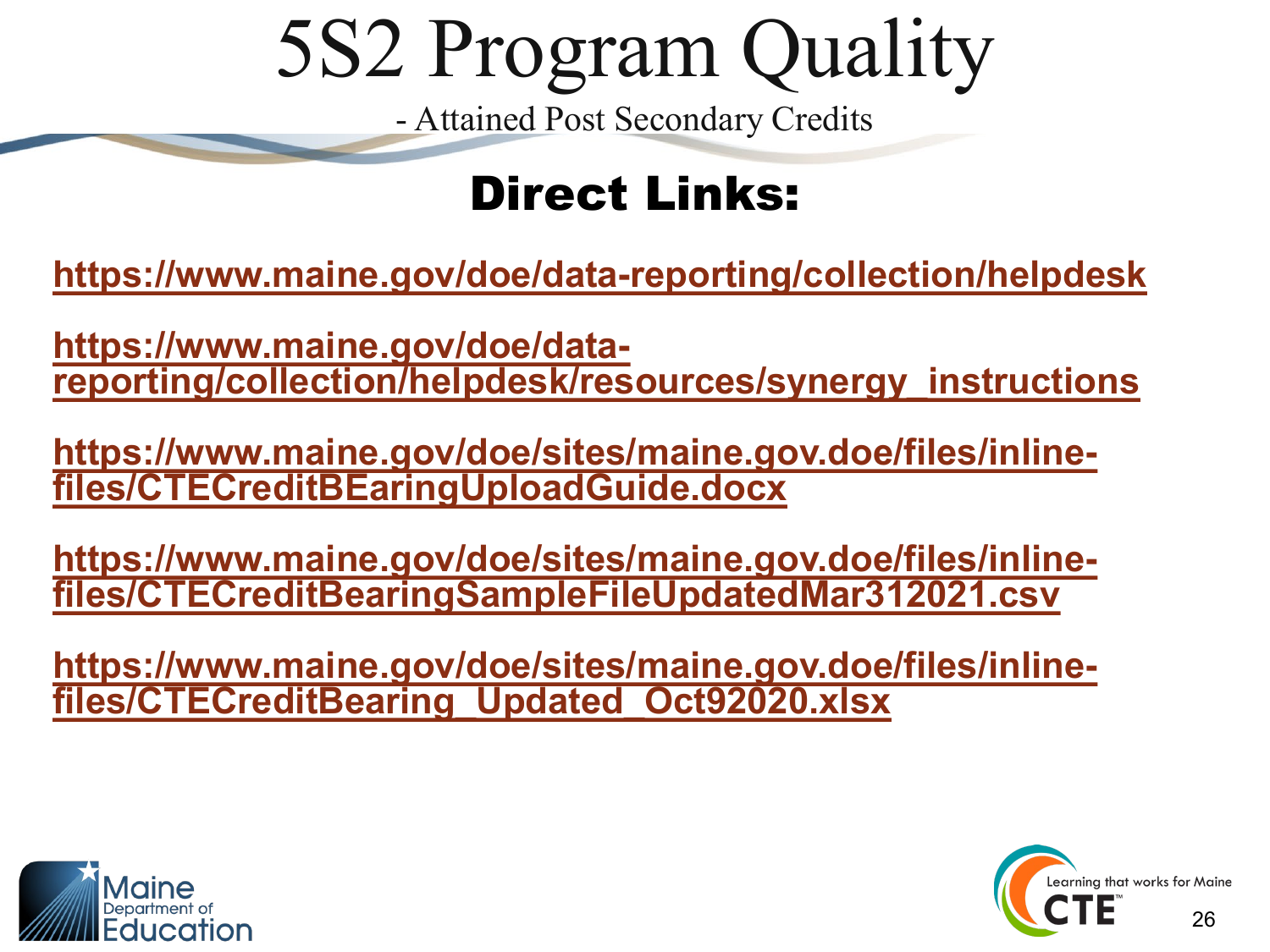# 5S2 Program Quality

- Attained Post Secondary Credits

## Direct Links:

https://www.maine.gov/doe/data-reporting/collection/helpdesk

https://www.maine.gov/doe/data-reporting/collection/helpdesk/resources/synergy_instructions

https://www.maine.gov/doe/sites/maine.gov.doe/files/inline-files/CTECreditBEaringUploadGuide.docx

https://www.maine.gov/doe/sites/maine.gov.doe/files/inline-files/CTECreditBearingSampleFileUpdatedMar312021.csv

https://www.maine.gov/doe/sites/maine.gov.doe/files/inline-files/CTECreditBearing_Updated_Oct92020.xlsx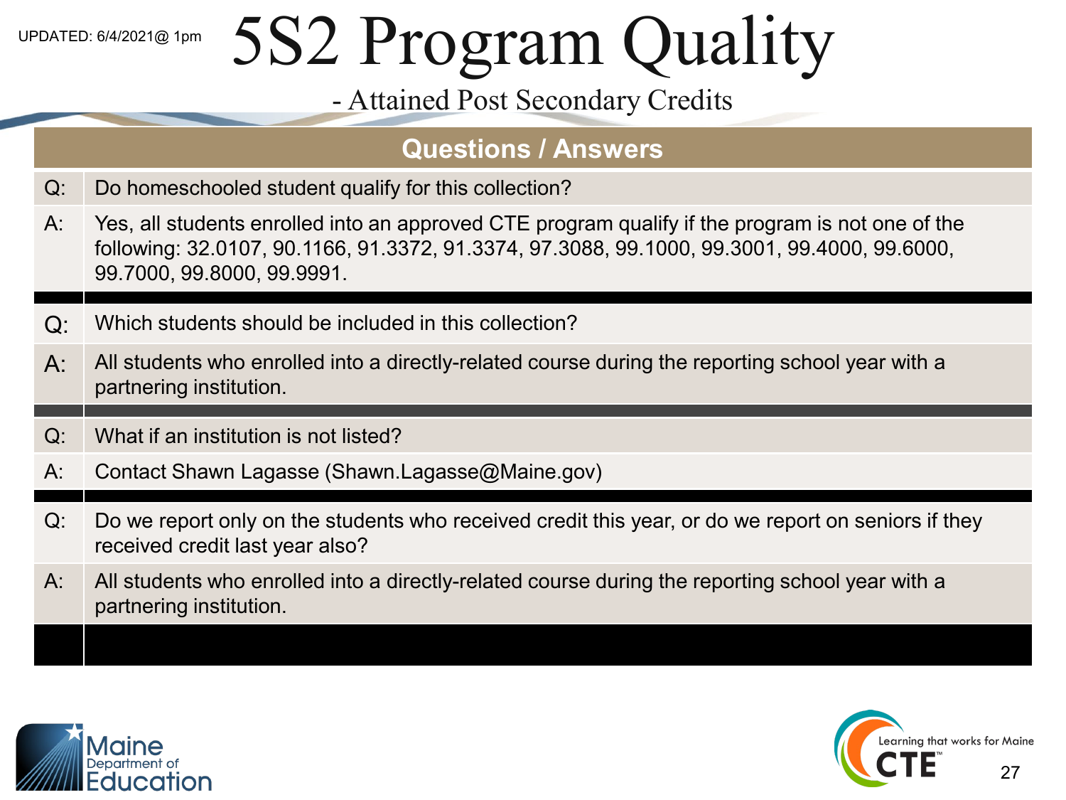UPDATED: 6/4/2021@ 1pm

# 5S2 Program Quality

## - Attained Post Secondary Credits

| Questions / Answers | |
|---|---|
| Q: | Do homeschooled student qualify for this collection? |
| A: | Yes, all students enrolled into an approved CTE program qualify if the program is not one of the following: 32.0107, 90.1166, 91.3372, 91.3374, 97.3088, 99.1000, 99.3001, 99.4000, 99.6000, 99.7000, 99.8000, 99.9991. |
| Q: | Which students should be included in this collection? |
| A: | All students who enrolled into a directly-related course during the reporting school year with a partnering institution. |
| Q: | What if an institution is not listed? |
| A: | Contact Shawn Lagasse (Shawn.Lagasse@Maine.gov) |
| Q: | Do we report only on the students who received credit this year, or do we report on seniors if they received credit last year also? |
| A: | All students who enrolled into a directly-related course during the reporting school year with a partnering institution. |

Maine Department of Education

Learning that works for Maine CTE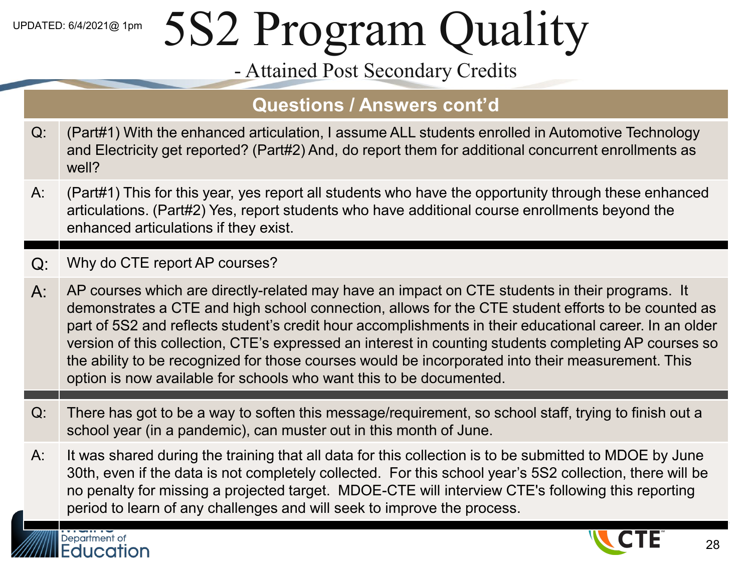UPDATED: 6/4/2021@ 1pm

# 5S2 Program Quality

## - Attained Post Secondary Credits

### Questions / Answers cont'd

| | |
|---|---|
| Q: | (Part#1) With the enhanced articulation, I assume ALL students enrolled in Automotive Technology and Electricity get reported? (Part#2) And, do report them for additional concurrent enrollments as well? |
| A: | (Part#1) This for this year, yes report all students who have the opportunity through these enhanced articulations. (Part#2) Yes, report students who have additional course enrollments beyond the enhanced articulations if they exist. |
| Q: | Why do CTE report AP courses? |
| A: | AP courses which are directly-related may have an impact on CTE students in their programs. It demonstrates a CTE and high school connection, allows for the CTE student efforts to be counted as part of 5S2 and reflects student's credit hour accomplishments in their educational career. In an older version of this collection, CTE's expressed an interest in counting students completing AP courses so the ability to be recognized for those courses would be incorporated into their measurement. This option is now available for schools who want this to be documented. |
| Q: | There has got to be a way to soften this message/requirement, so school staff, trying to finish out a school year (in a pandemic), can muster out in this month of June. |
| A: | It was shared during the training that all data for this collection is to be submitted to MDOE by June 30th, even if the data is not completely collected. For this school year's 5S2 collection, there will be no penalty for missing a projected target. MDOE-CTE will interview CTE's following this reporting period to learn of any challenges and will seek to improve the process. |

Maine Department of Education

CTE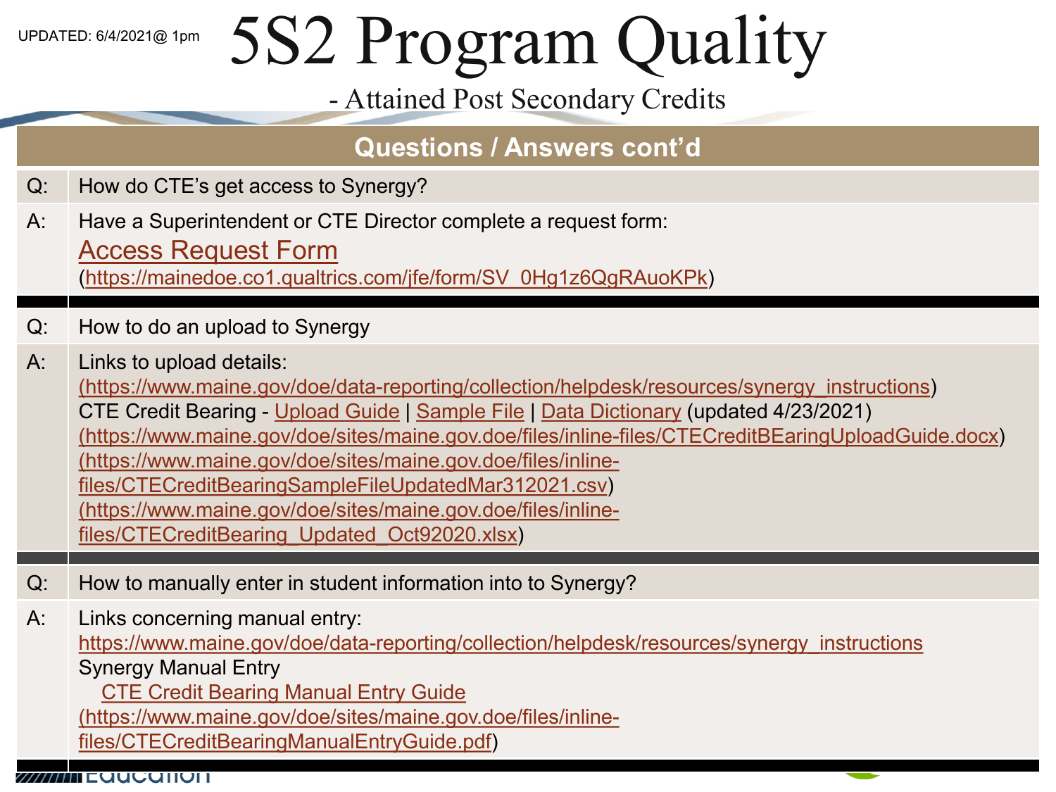UPDATED: 6/4/2021@ 1pm

# 5S2 Program Quality

## - Attained Post Secondary Credits

| Questions / Answers cont'd | |
|---|---|
| Q: | How do CTE's get access to Synergy? |
| A: | Have a Superintendent or CTE Director complete a request form: Access Request Form (https://mainedoe.co1.qualtrics.com/jfe/form/SV_0Hg1z6QgRAuoKPk) |
| Q: | How to do an upload to Synergy |
| A: | Links to upload details: (https://www.maine.gov/doe/data-reporting/collection/helpdesk/resources/synergy_instructions) CTE Credit Bearing - Upload Guide \| Sample File \| Data Dictionary (updated 4/23/2021) (https://www.maine.gov/doe/sites/maine.gov.doe/files/inline-files/CTECreditBEaringUploadGuide.docx) (https://www.maine.gov/doe/sites/maine.gov.doe/files/inline-files/CTECreditBearingSampleFileUpdatedMar312021.csv) (https://www.maine.gov/doe/sites/maine.gov.doe/files/inline-files/CTECreditBearing_Updated_Oct92020.xlsx) |
| Q: | How to manually enter in student information into to Synergy? |
| A: | Links concerning manual entry: https://www.maine.gov/doe/data-reporting/collection/helpdesk/resources/synergy_instructions Synergy Manual Entry CTE Credit Bearing Manual Entry Guide (https://www.maine.gov/doe/sites/maine.gov.doe/files/inline-files/CTECreditBearingManualEntryGuide.pdf) |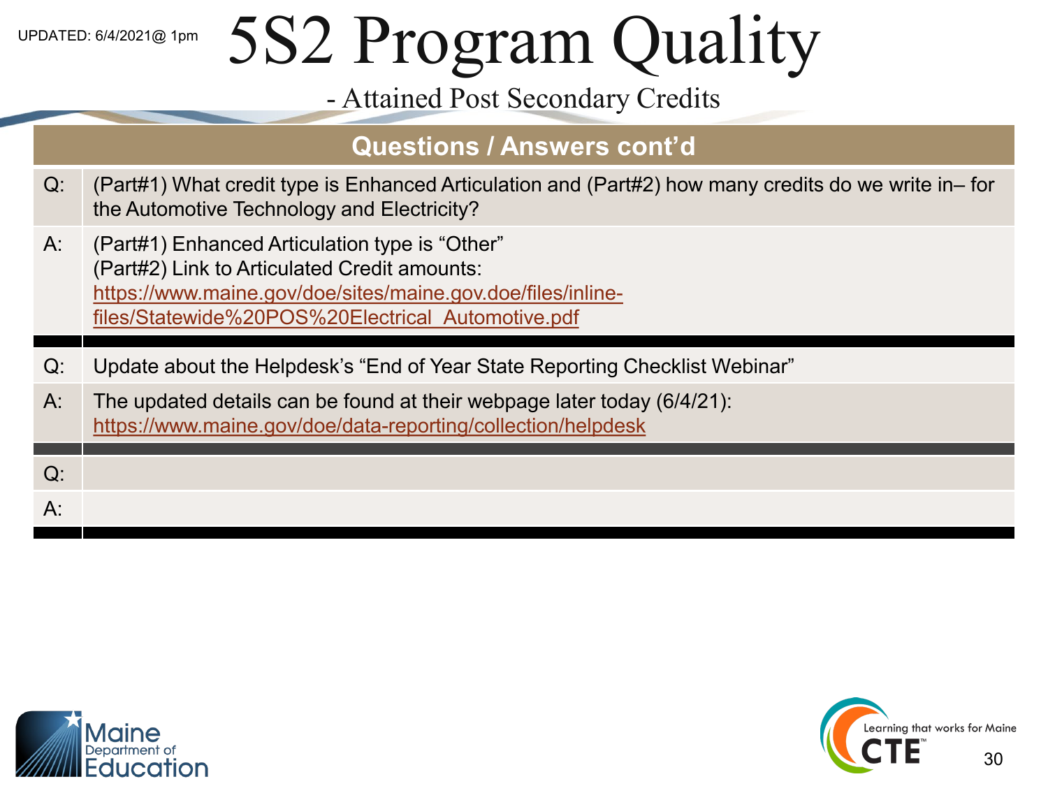UPDATED: 6/4/2021@ 1pm

# 5S2 Program Quality

## - Attained Post Secondary Credits

| Questions / Answers cont'd | |
|---|---|
| Q: | (Part#1) What credit type is Enhanced Articulation and (Part#2) how many credits do we write in– for the Automotive Technology and Electricity? |
| A: | (Part#1) Enhanced Articulation type is "Other"<br>(Part#2) Link to Articulated Credit amounts:<br>https://www.maine.gov/doe/sites/maine.gov.doe/files/inline-files/Statewide%20POS%20Electrical_Automotive.pdf |
| Q: | Update about the Helpdesk's "End of Year State Reporting Checklist Webinar" |
| A: | The updated details can be found at their webpage later today (6/4/21):<br>https://www.maine.gov/doe/data-reporting/collection/helpdesk |
| Q: | |
| A: | |

Maine Department of Education

Learning that works for Maine CTE™